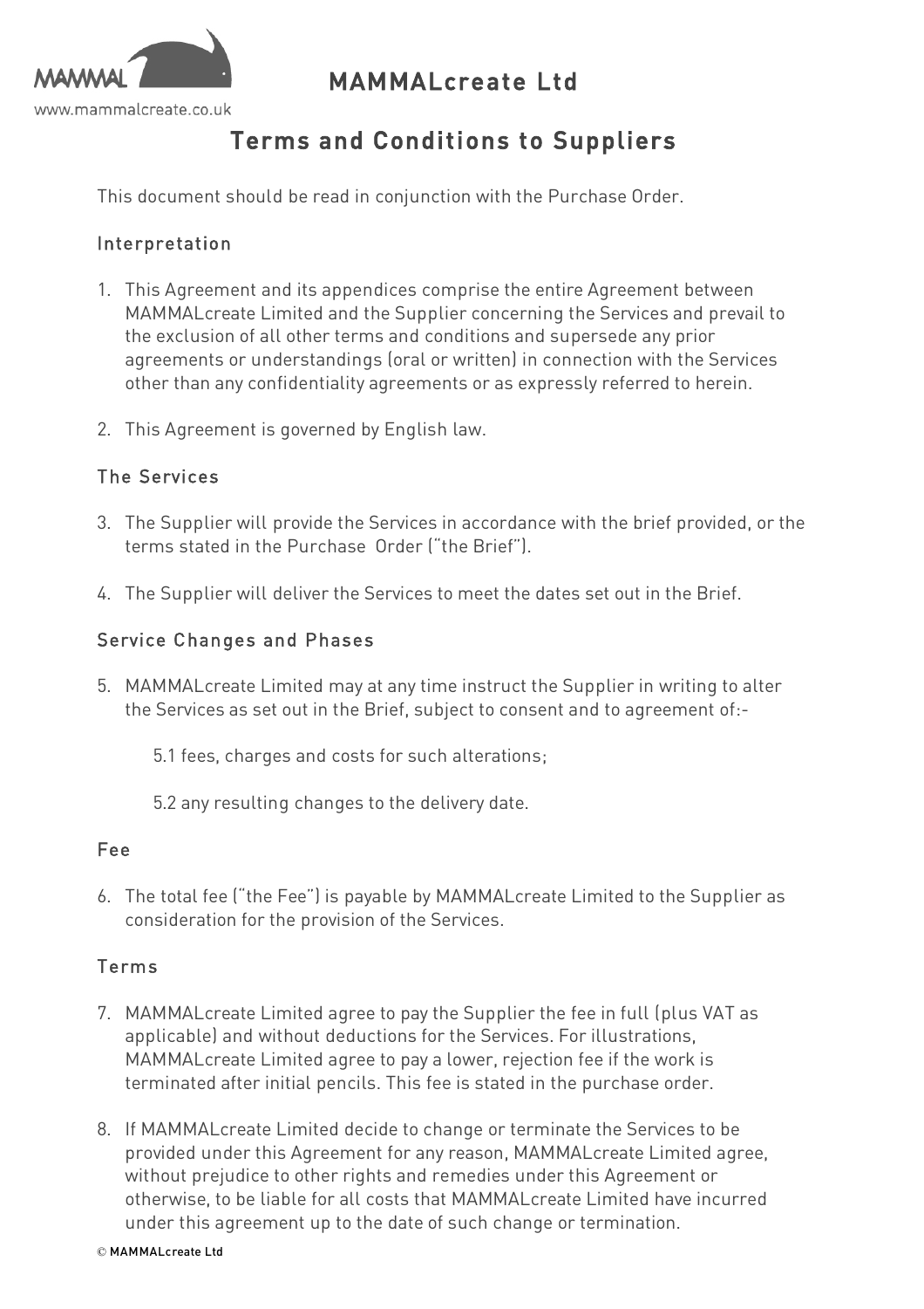# MAMMALcreate Ltd

www.mammalcreate.co.uk

## Terms and Conditions to Suppliers

This document should be read in conjunction with the Purchase Order.

### Interpretation

1. This Agreement and its appendices comprise the entire Agreement between MAMMALcreate Limited and the Supplier concerning the Services and prevail to the exclusion of all other terms and conditions and supersede any prior agreements or understandings (oral or written) in connection with the Services other than any confidentiality agreements or as expressly referred to herein.

2. This Agreement is governed by English law.

### The Services

3. The Supplier will provide the Services in accordance with the brief provided, or the terms stated in the Purchase Order ("the Brief").

4. The Supplier will deliver the Services to meet the dates set out in the Brief.

### Service Changes and Phases

5. MAMMALcreate Limited may at any time instruct the Supplier in writing to alter the Services as set out in the Brief, subject to consent and to agreement of:-

    5.1 fees, charges and costs for such alterations;

    5.2 any resulting changes to the delivery date.

### Fee

6. The total fee ("the Fee") is payable by MAMMALcreate Limited to the Supplier as consideration for the provision of the Services.

### Terms

7. MAMMALcreate Limited agree to pay the Supplier the fee in full (plus VAT as applicable) and without deductions for the Services. For illustrations, MAMMALcreate Limited agree to pay a lower, rejection fee if the work is terminated after initial pencils. This fee is stated in the purchase order.

8. If MAMMALcreate Limited decide to change or terminate the Services to be provided under this Agreement for any reason, MAMMALcreate Limited agree, without prejudice to other rights and remedies under this Agreement or otherwise, to be liable for all costs that MAMMALcreate Limited have incurred under this agreement up to the date of such change or termination.

© MAMMALcreate Ltd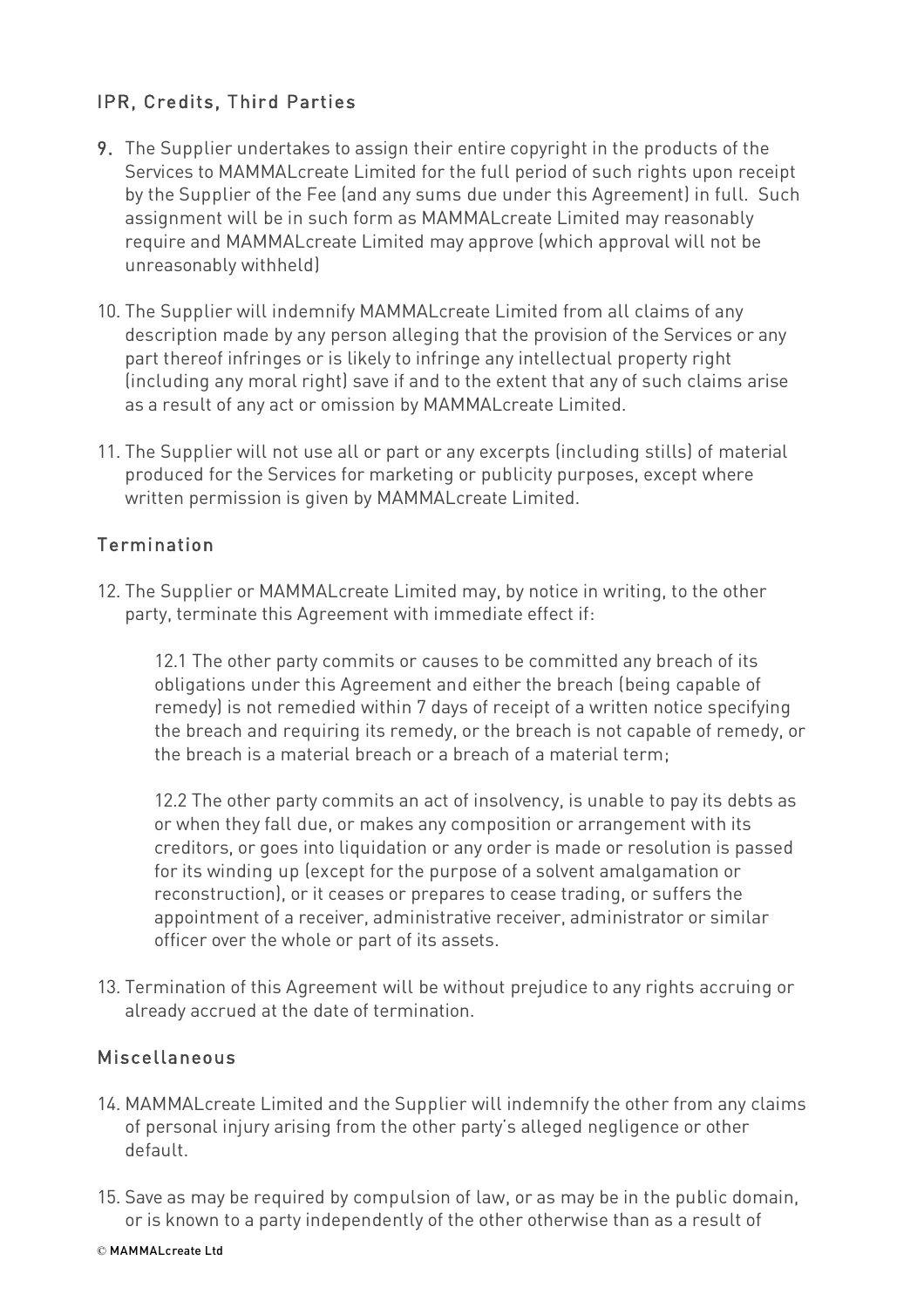## IPR, Credits, Third Parties

9. The Supplier undertakes to assign their entire copyright in the products of the Services to MAMMALcreate Limited for the full period of such rights upon receipt by the Supplier of the Fee (and any sums due under this Agreement) in full. Such assignment will be in such form as MAMMALcreate Limited may reasonably require and MAMMALcreate Limited may approve (which approval will not be unreasonably withheld)

10. The Supplier will indemnify MAMMALcreate Limited from all claims of any description made by any person alleging that the provision of the Services or any part thereof infringes or is likely to infringe any intellectual property right (including any moral right) save if and to the extent that any of such claims arise as a result of any act or omission by MAMMALcreate Limited.

11. The Supplier will not use all or part or any excerpts (including stills) of material produced for the Services for marketing or publicity purposes, except where written permission is given by MAMMALcreate Limited.

## Termination

12. The Supplier or MAMMALcreate Limited may, by notice in writing, to the other party, terminate this Agreement with immediate effect if:

    12.1 The other party commits or causes to be committed any breach of its obligations under this Agreement and either the breach (being capable of remedy) is not remedied within 7 days of receipt of a written notice specifying the breach and requiring its remedy, or the breach is not capable of remedy, or the breach is a material breach or a breach of a material term;

    12.2 The other party commits an act of insolvency, is unable to pay its debts as or when they fall due, or makes any composition or arrangement with its creditors, or goes into liquidation or any order is made or resolution is passed for its winding up (except for the purpose of a solvent amalgamation or reconstruction), or it ceases or prepares to cease trading, or suffers the appointment of a receiver, administrative receiver, administrator or similar officer over the whole or part of its assets.

13. Termination of this Agreement will be without prejudice to any rights accruing or already accrued at the date of termination.

## Miscellaneous

14. MAMMALcreate Limited and the Supplier will indemnify the other from any claims of personal injury arising from the other party's alleged negligence or other default.

15. Save as may be required by compulsion of law, or as may be in the public domain, or is known to a party independently of the other otherwise than as a result of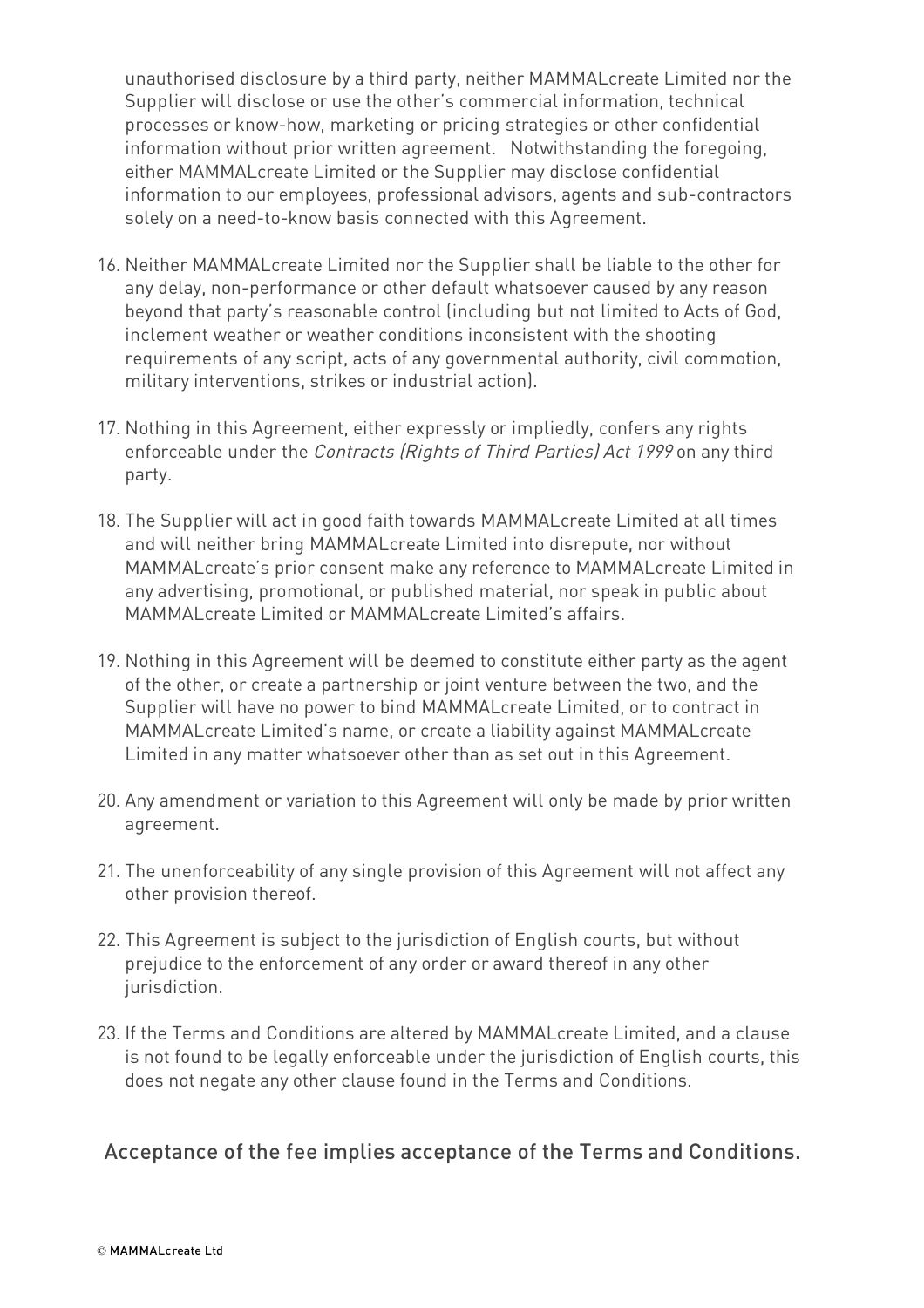unauthorised disclosure by a third party, neither MAMMALcreate Limited nor the Supplier will disclose or use the other's commercial information, technical processes or know-how, marketing or pricing strategies or other confidential information without prior written agreement.  Notwithstanding the foregoing, either MAMMALcreate Limited or the Supplier may disclose confidential information to our employees, professional advisors, agents and sub-contractors solely on a need-to-know basis connected with this Agreement.

16. Neither MAMMALcreate Limited nor the Supplier shall be liable to the other for any delay, non-performance or other default whatsoever caused by any reason beyond that party's reasonable control (including but not limited to Acts of God, inclement weather or weather conditions inconsistent with the shooting requirements of any script, acts of any governmental authority, civil commotion, military interventions, strikes or industrial action).

17. Nothing in this Agreement, either expressly or impliedly, confers any rights enforceable under the *Contracts (Rights of Third Parties) Act 1999* on any third party.

18. The Supplier will act in good faith towards MAMMALcreate Limited at all times and will neither bring MAMMALcreate Limited into disrepute, nor without MAMMALcreate's prior consent make any reference to MAMMALcreate Limited in any advertising, promotional, or published material, nor speak in public about MAMMALcreate Limited or MAMMALcreate Limited's affairs.

19. Nothing in this Agreement will be deemed to constitute either party as the agent of the other, or create a partnership or joint venture between the two, and the Supplier will have no power to bind MAMMALcreate Limited, or to contract in MAMMALcreate Limited's name, or create a liability against MAMMALcreate Limited in any matter whatsoever other than as set out in this Agreement.

20. Any amendment or variation to this Agreement will only be made by prior written agreement.

21. The unenforceability of any single provision of this Agreement will not affect any other provision thereof.

22. This Agreement is subject to the jurisdiction of English courts, but without prejudice to the enforcement of any order or award thereof in any other jurisdiction.

23. If the Terms and Conditions are altered by MAMMALcreate Limited, and a clause is not found to be legally enforceable under the jurisdiction of English courts, this does not negate any other clause found in the Terms and Conditions.

## Acceptance of the fee implies acceptance of the Terms and Conditions.

© MAMMALcreate Ltd